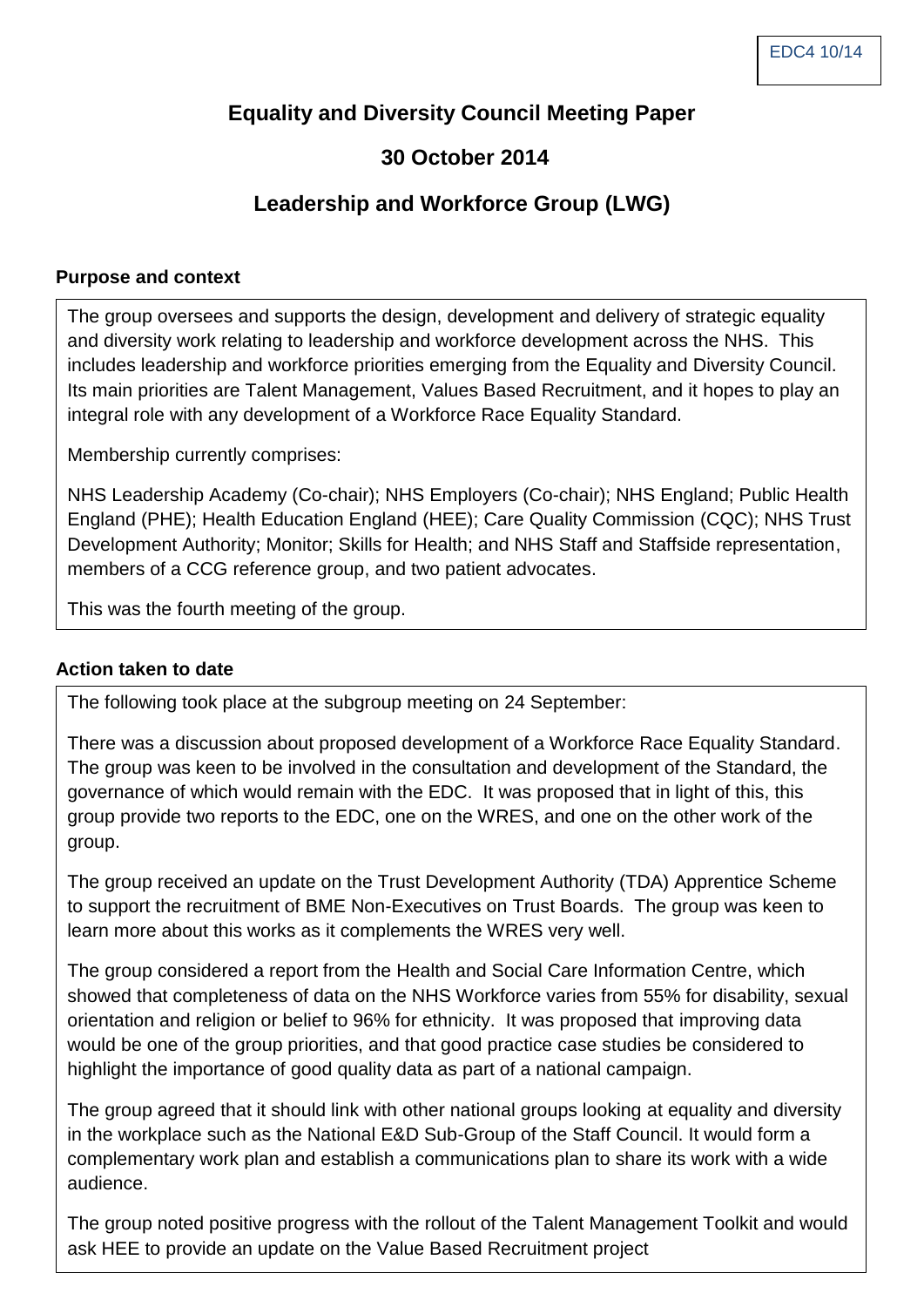EDC4 10/14

# Equality and Diversity Council Meeting Paper

## 30 October 2014

## Leadership and Workforce Group (LWG)

### Purpose and context

The group oversees and supports the design, development and delivery of strategic equality and diversity work relating to leadership and workforce development across the NHS. This includes leadership and workforce priorities emerging from the Equality and Diversity Council. Its main priorities are Talent Management, Values Based Recruitment, and it hopes to play an integral role with any development of a Workforce Race Equality Standard.

Membership currently comprises:

NHS Leadership Academy (Co-chair); NHS Employers (Co-chair); NHS England; Public Health England (PHE); Health Education England (HEE); Care Quality Commission (CQC); NHS Trust Development Authority; Monitor; Skills for Health; and NHS Staff and Staffside representation, members of a CCG reference group, and two patient advocates.

This was the fourth meeting of the group.

### Action taken to date

The following took place at the subgroup meeting on 24 September:

There was a discussion about proposed development of a Workforce Race Equality Standard. The group was keen to be involved in the consultation and development of the Standard, the governance of which would remain with the EDC. It was proposed that in light of this, this group provide two reports to the EDC, one on the WRES, and one on the other work of the group.

The group received an update on the Trust Development Authority (TDA) Apprentice Scheme to support the recruitment of BME Non-Executives on Trust Boards. The group was keen to learn more about this works as it complements the WRES very well.

The group considered a report from the Health and Social Care Information Centre, which showed that completeness of data on the NHS Workforce varies from 55% for disability, sexual orientation and religion or belief to 96% for ethnicity. It was proposed that improving data would be one of the group priorities, and that good practice case studies be considered to highlight the importance of good quality data as part of a national campaign.

The group agreed that it should link with other national groups looking at equality and diversity in the workplace such as the National E&D Sub-Group of the Staff Council. It would form a complementary work plan and establish a communications plan to share its work with a wide audience.

The group noted positive progress with the rollout of the Talent Management Toolkit and would ask HEE to provide an update on the Value Based Recruitment project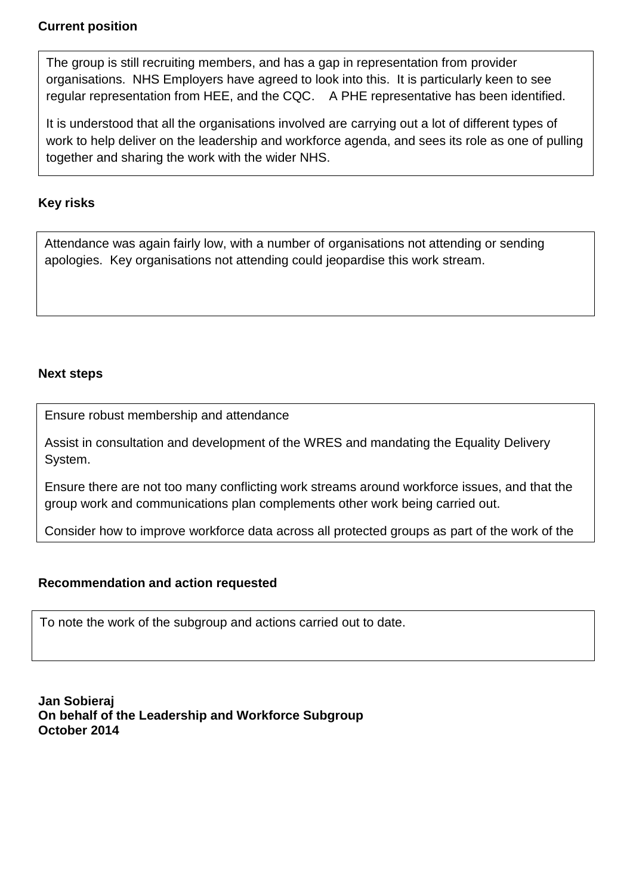**Current position**

The group is still recruiting members, and has a gap in representation from provider organisations. NHS Employers have agreed to look into this. It is particularly keen to see regular representation from HEE, and the CQC. A PHE representative has been identified.

It is understood that all the organisations involved are carrying out a lot of different types of work to help deliver on the leadership and workforce agenda, and sees its role as one of pulling together and sharing the work with the wider NHS.

**Key risks**

Attendance was again fairly low, with a number of organisations not attending or sending apologies. Key organisations not attending could jeopardise this work stream.

**Next steps**

Ensure robust membership and attendance

Assist in consultation and development of the WRES and mandating the Equality Delivery System.

Ensure there are not too many conflicting work streams around workforce issues, and that the group work and communications plan complements other work being carried out.

Consider how to improve workforce data across all protected groups as part of the work of the

**Recommendation and action requested**

To note the work of the subgroup and actions carried out to date.

**Jan Sobieraj**
**On behalf of the Leadership and Workforce Subgroup**
**October 2014**